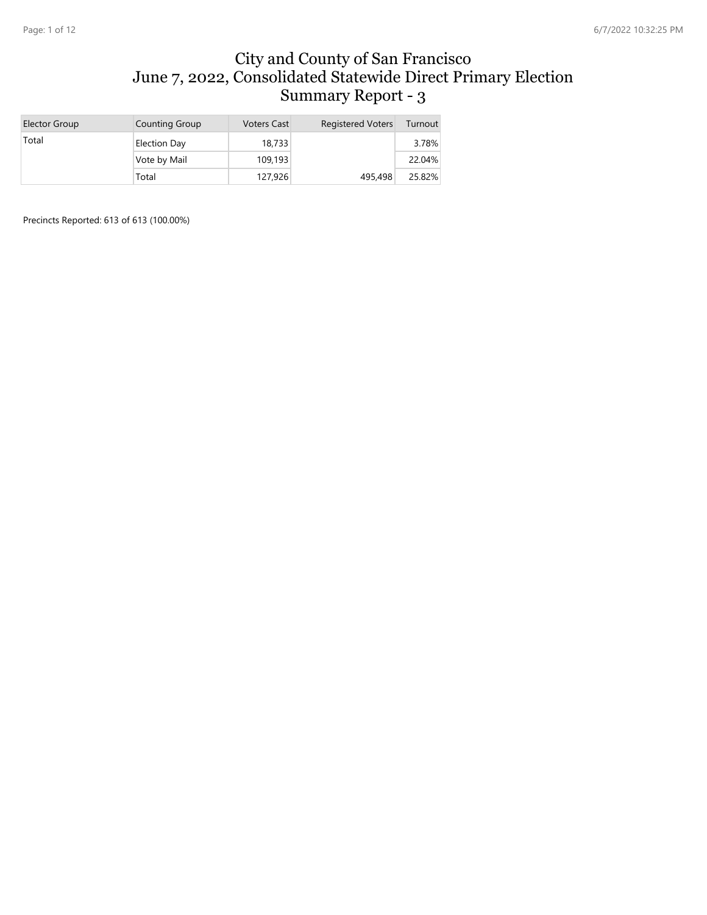# City and County of San Francisco
# June 7, 2022, Consolidated Statewide Direct Primary Election
# Summary Report - 3

| Elector Group | Counting Group | Voters Cast | Registered Voters | Turnout |
|---|---|---|---|---|
| Total | Election Day | 18,733 | | 3.78% |
| | Vote by Mail | 109,193 | | 22.04% |
| | Total | 127,926 | 495,498 | 25.82% |

Precincts Reported: 613 of 613 (100.00%)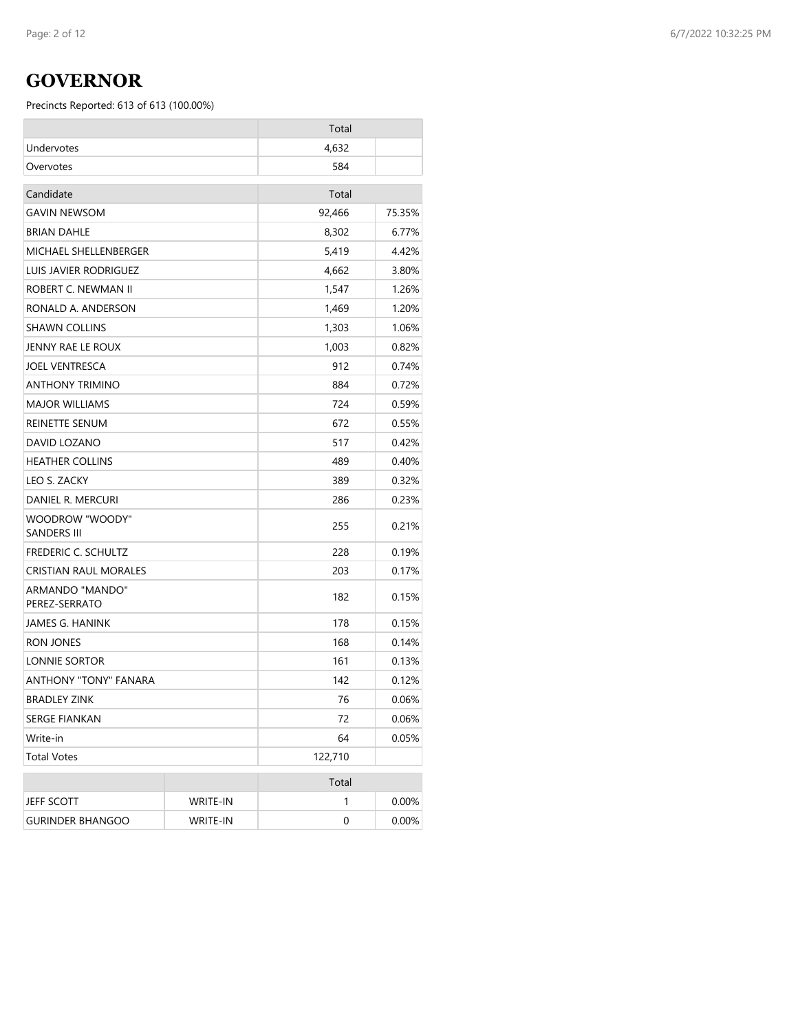# GOVERNOR

Precincts Reported: 613 of 613 (100.00%)

| | Total | |
|---|---|---|
| Undervotes | 4,632 | |
| Overvotes | 584 | |

| Candidate | Total | |
|---|---|---|
| GAVIN NEWSOM | 92,466 | 75.35% |
| BRIAN DAHLE | 8,302 | 6.77% |
| MICHAEL SHELLENBERGER | 5,419 | 4.42% |
| LUIS JAVIER RODRIGUEZ | 4,662 | 3.80% |
| ROBERT C. NEWMAN II | 1,547 | 1.26% |
| RONALD A. ANDERSON | 1,469 | 1.20% |
| SHAWN COLLINS | 1,303 | 1.06% |
| JENNY RAE LE ROUX | 1,003 | 0.82% |
| JOEL VENTRESCA | 912 | 0.74% |
| ANTHONY TRIMINO | 884 | 0.72% |
| MAJOR WILLIAMS | 724 | 0.59% |
| REINETTE SENUM | 672 | 0.55% |
| DAVID LOZANO | 517 | 0.42% |
| HEATHER COLLINS | 489 | 0.40% |
| LEO S. ZACKY | 389 | 0.32% |
| DANIEL R. MERCURI | 286 | 0.23% |
| WOODROW "WOODY" SANDERS III | 255 | 0.21% |
| FREDERIC C. SCHULTZ | 228 | 0.19% |
| CRISTIAN RAUL MORALES | 203 | 0.17% |
| ARMANDO "MANDO" PEREZ-SERRATO | 182 | 0.15% |
| JAMES G. HANINK | 178 | 0.15% |
| RON JONES | 168 | 0.14% |
| LONNIE SORTOR | 161 | 0.13% |
| ANTHONY "TONY" FANARA | 142 | 0.12% |
| BRADLEY ZINK | 76 | 0.06% |
| SERGE FIANKAN | 72 | 0.06% |
| Write-in | 64 | 0.05% |
| Total Votes | 122,710 | |

| | | Total | |
|---|---|---|---|
| JEFF SCOTT | WRITE-IN | 1 | 0.00% |
| GURINDER BHANGOO | WRITE-IN | 0 | 0.00% |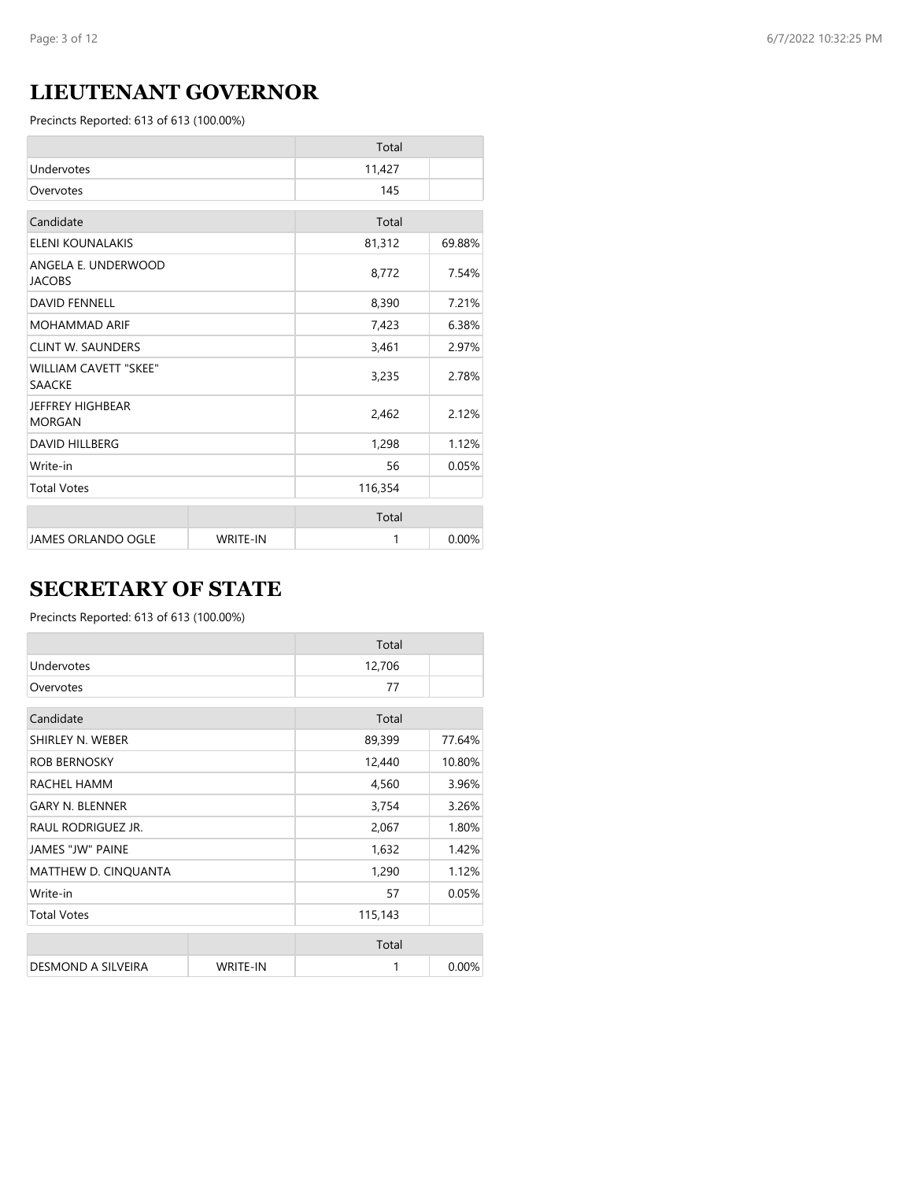## LIEUTENANT GOVERNOR

Precincts Reported: 613 of 613 (100.00%)

| | Total | |
|---|---|---|
| Undervotes | 11,427 | |
| Overvotes | 145 | |

| Candidate | Total | |
|---|---|---|
| ELENI KOUNALAKIS | 81,312 | 69.88% |
| ANGELA E. UNDERWOOD JACOBS | 8,772 | 7.54% |
| DAVID FENNELL | 8,390 | 7.21% |
| MOHAMMAD ARIF | 7,423 | 6.38% |
| CLINT W. SAUNDERS | 3,461 | 2.97% |
| WILLIAM CAVETT "SKEE" SAACKE | 3,235 | 2.78% |
| JEFFREY HIGHBEAR MORGAN | 2,462 | 2.12% |
| DAVID HILLBERG | 1,298 | 1.12% |
| Write-in | 56 | 0.05% |
| Total Votes | 116,354 | |

| | | Total | |
|---|---|---|---|
| JAMES ORLANDO OGLE | WRITE-IN | 1 | 0.00% |

## SECRETARY OF STATE

Precincts Reported: 613 of 613 (100.00%)

| | Total | |
|---|---|---|
| Undervotes | 12,706 | |
| Overvotes | 77 | |

| Candidate | Total | |
|---|---|---|
| SHIRLEY N. WEBER | 89,399 | 77.64% |
| ROB BERNOSKY | 12,440 | 10.80% |
| RACHEL HAMM | 4,560 | 3.96% |
| GARY N. BLENNER | 3,754 | 3.26% |
| RAUL RODRIGUEZ JR. | 2,067 | 1.80% |
| JAMES "JW" PAINE | 1,632 | 1.42% |
| MATTHEW D. CINQUANTA | 1,290 | 1.12% |
| Write-in | 57 | 0.05% |
| Total Votes | 115,143 | |

| | | Total | |
|---|---|---|---|
| DESMOND A SILVEIRA | WRITE-IN | 1 | 0.00% |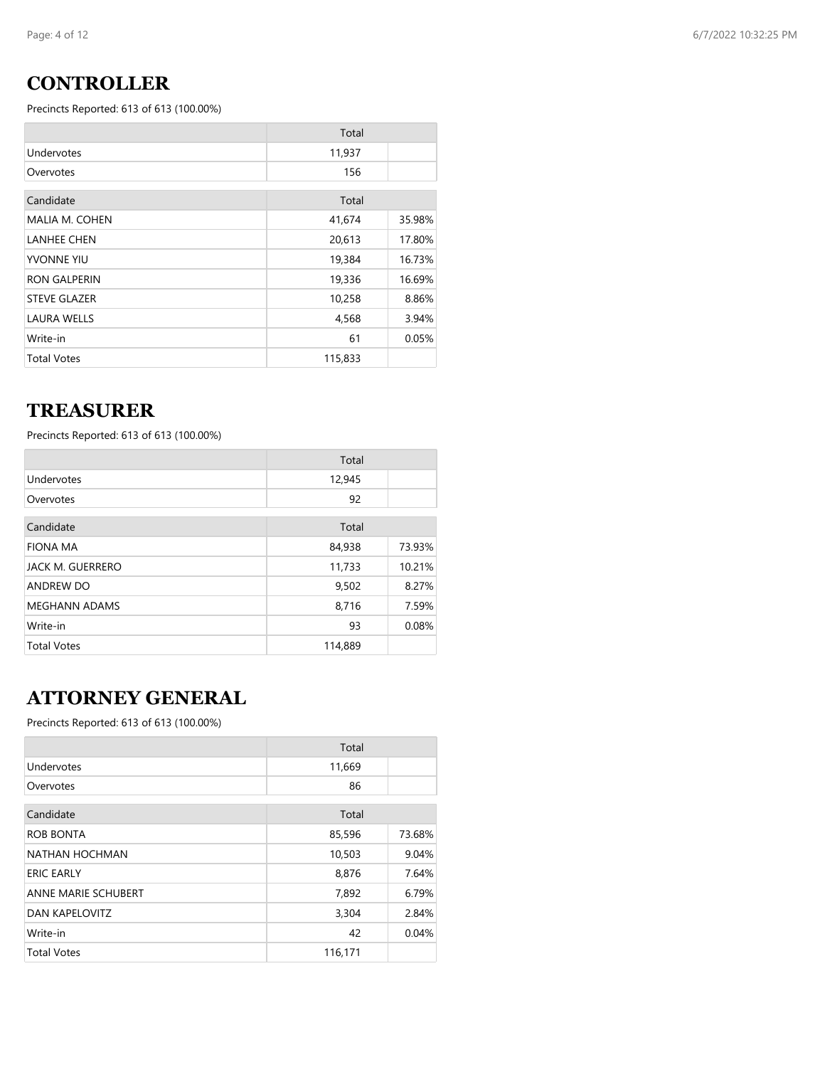## CONTROLLER

Precincts Reported: 613 of 613 (100.00%)

| | Total | |
|---|---|---|
| Undervotes | 11,937 | |
| Overvotes | 156 | |

| Candidate | Total | |
|---|---|---|
| MALIA M. COHEN | 41,674 | 35.98% |
| LANHEE CHEN | 20,613 | 17.80% |
| YVONNE YIU | 19,384 | 16.73% |
| RON GALPERIN | 19,336 | 16.69% |
| STEVE GLAZER | 10,258 | 8.86% |
| LAURA WELLS | 4,568 | 3.94% |
| Write-in | 61 | 0.05% |
| Total Votes | 115,833 | |

## TREASURER

Precincts Reported: 613 of 613 (100.00%)

| | Total | |
|---|---|---|
| Undervotes | 12,945 | |
| Overvotes | 92 | |

| Candidate | Total | |
|---|---|---|
| FIONA MA | 84,938 | 73.93% |
| JACK M. GUERRERO | 11,733 | 10.21% |
| ANDREW DO | 9,502 | 8.27% |
| MEGHANN ADAMS | 8,716 | 7.59% |
| Write-in | 93 | 0.08% |
| Total Votes | 114,889 | |

## ATTORNEY GENERAL

Precincts Reported: 613 of 613 (100.00%)

| | Total | |
|---|---|---|
| Undervotes | 11,669 | |
| Overvotes | 86 | |

| Candidate | Total | |
|---|---|---|
| ROB BONTA | 85,596 | 73.68% |
| NATHAN HOCHMAN | 10,503 | 9.04% |
| ERIC EARLY | 8,876 | 7.64% |
| ANNE MARIE SCHUBERT | 7,892 | 6.79% |
| DAN KAPELOVITZ | 3,304 | 2.84% |
| Write-in | 42 | 0.04% |
| Total Votes | 116,171 | |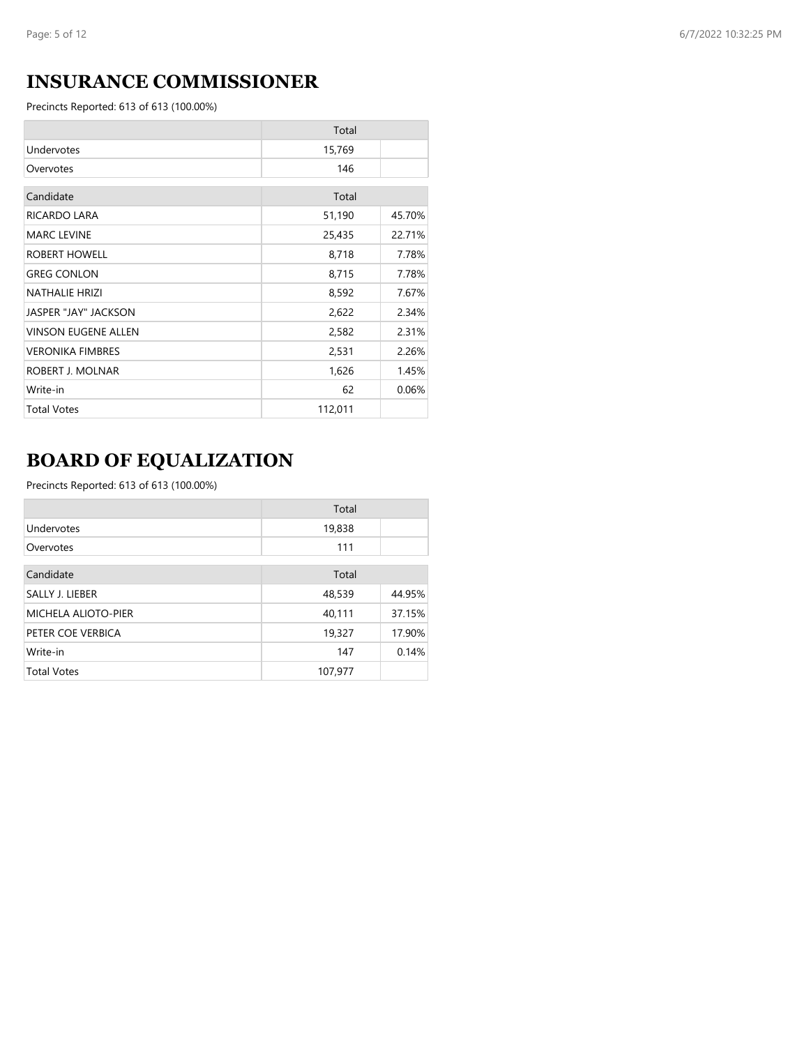## INSURANCE COMMISSIONER

Precincts Reported: 613 of 613 (100.00%)

| | Total | |
|---|---|---|
| Undervotes | 15,769 | |
| Overvotes | 146 | |

| Candidate | Total | |
|---|---|---|
| RICARDO LARA | 51,190 | 45.70% |
| MARC LEVINE | 25,435 | 22.71% |
| ROBERT HOWELL | 8,718 | 7.78% |
| GREG CONLON | 8,715 | 7.78% |
| NATHALIE HRIZI | 8,592 | 7.67% |
| JASPER "JAY" JACKSON | 2,622 | 2.34% |
| VINSON EUGENE ALLEN | 2,582 | 2.31% |
| VERONIKA FIMBRES | 2,531 | 2.26% |
| ROBERT J. MOLNAR | 1,626 | 1.45% |
| Write-in | 62 | 0.06% |
| Total Votes | 112,011 | |

## BOARD OF EQUALIZATION

Precincts Reported: 613 of 613 (100.00%)

| | Total | |
|---|---|---|
| Undervotes | 19,838 | |
| Overvotes | 111 | |

| Candidate | Total | |
|---|---|---|
| SALLY J. LIEBER | 48,539 | 44.95% |
| MICHELA ALIOTO-PIER | 40,111 | 37.15% |
| PETER COE VERBICA | 19,327 | 17.90% |
| Write-in | 147 | 0.14% |
| Total Votes | 107,977 | |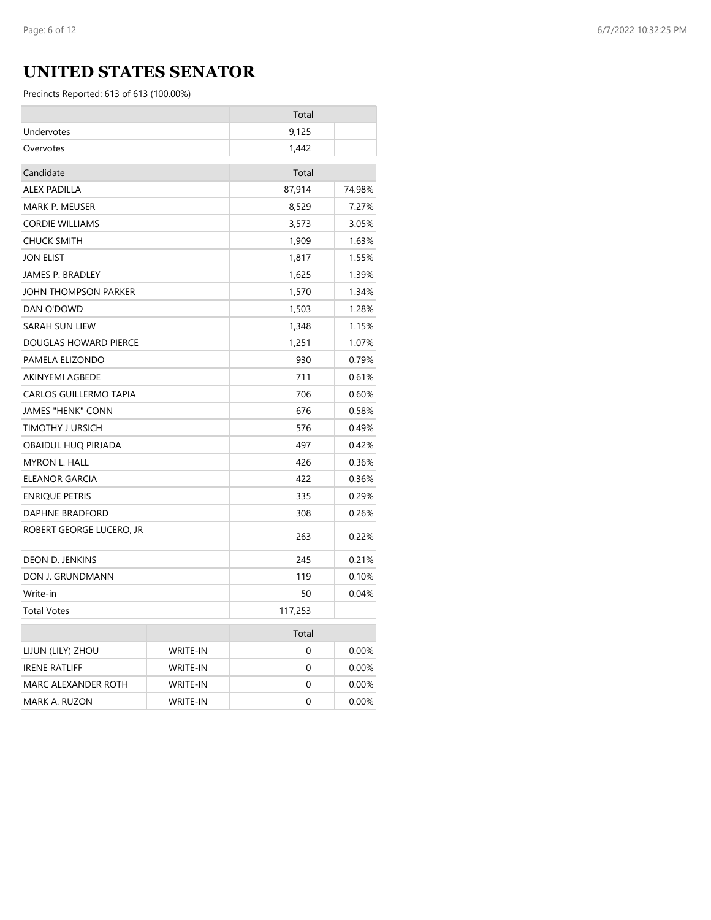# UNITED STATES SENATOR

Precincts Reported: 613 of 613 (100.00%)

| | Total | |
|---|---|---|
| Undervotes | 9,125 | |
| Overvotes | 1,442 | |

| Candidate | Total | |
|---|---|---|
| ALEX PADILLA | 87,914 | 74.98% |
| MARK P. MEUSER | 8,529 | 7.27% |
| CORDIE WILLIAMS | 3,573 | 3.05% |
| CHUCK SMITH | 1,909 | 1.63% |
| JON ELIST | 1,817 | 1.55% |
| JAMES P. BRADLEY | 1,625 | 1.39% |
| JOHN THOMPSON PARKER | 1,570 | 1.34% |
| DAN O'DOWD | 1,503 | 1.28% |
| SARAH SUN LIEW | 1,348 | 1.15% |
| DOUGLAS HOWARD PIERCE | 1,251 | 1.07% |
| PAMELA ELIZONDO | 930 | 0.79% |
| AKINYEMI AGBEDE | 711 | 0.61% |
| CARLOS GUILLERMO TAPIA | 706 | 0.60% |
| JAMES "HENK" CONN | 676 | 0.58% |
| TIMOTHY J URSICH | 576 | 0.49% |
| OBAIDUL HUQ PIRJADA | 497 | 0.42% |
| MYRON L. HALL | 426 | 0.36% |
| ELEANOR GARCIA | 422 | 0.36% |
| ENRIQUE PETRIS | 335 | 0.29% |
| DAPHNE BRADFORD | 308 | 0.26% |
| ROBERT GEORGE LUCERO, JR | 263 | 0.22% |
| DEON D. JENKINS | 245 | 0.21% |
| DON J. GRUNDMANN | 119 | 0.10% |
| Write-in | 50 | 0.04% |
| Total Votes | 117,253 | |

| | | Total | |
|---|---|---|---|
| LIJUN (LILY) ZHOU | WRITE-IN | 0 | 0.00% |
| IRENE RATLIFF | WRITE-IN | 0 | 0.00% |
| MARC ALEXANDER ROTH | WRITE-IN | 0 | 0.00% |
| MARK A. RUZON | WRITE-IN | 0 | 0.00% |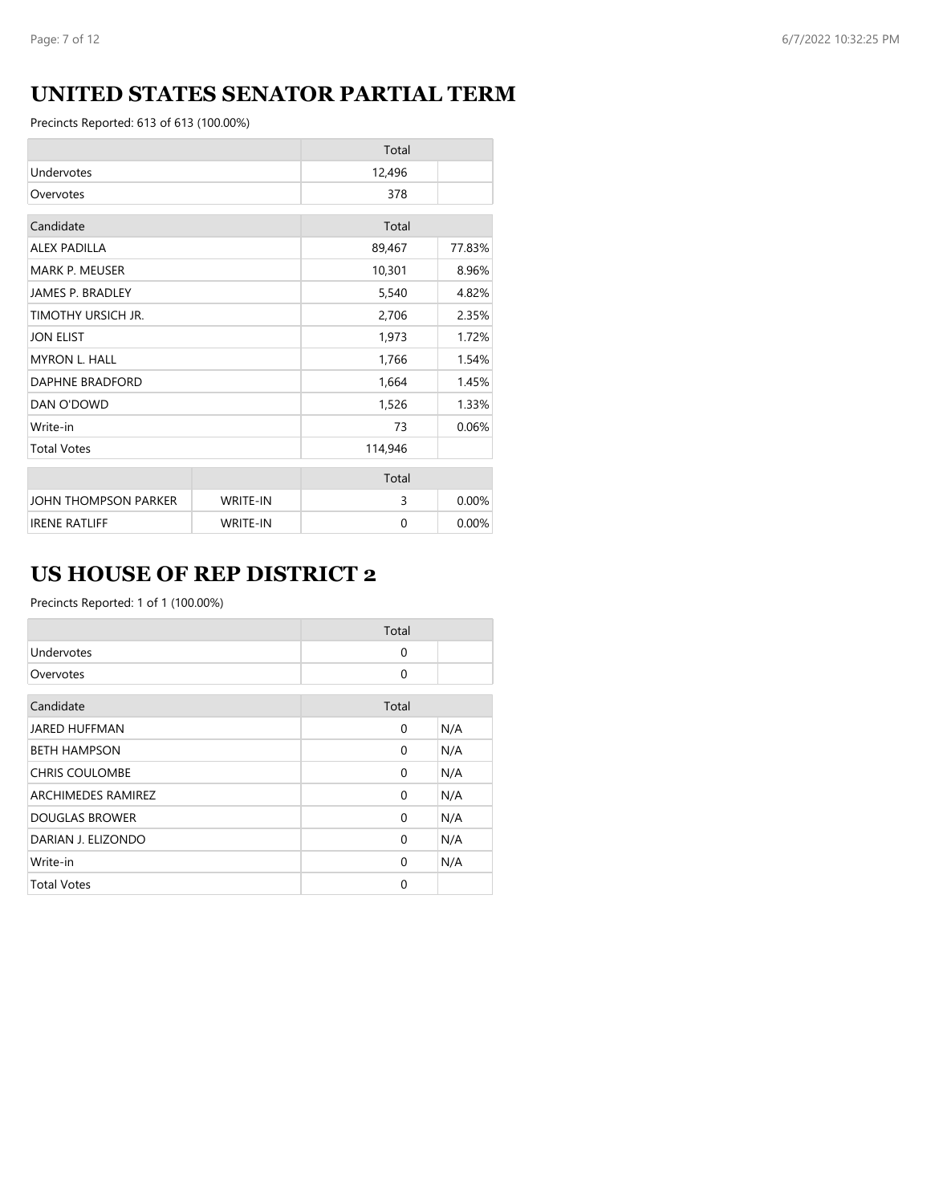## UNITED STATES SENATOR PARTIAL TERM

Precincts Reported: 613 of 613 (100.00%)

| | Total | |
|---|---|---|
| Undervotes | 12,496 | |
| Overvotes | 378 | |

| Candidate | Total | |
|---|---|---|
| ALEX PADILLA | 89,467 | 77.83% |
| MARK P. MEUSER | 10,301 | 8.96% |
| JAMES P. BRADLEY | 5,540 | 4.82% |
| TIMOTHY URSICH JR. | 2,706 | 2.35% |
| JON ELIST | 1,973 | 1.72% |
| MYRON L. HALL | 1,766 | 1.54% |
| DAPHNE BRADFORD | 1,664 | 1.45% |
| DAN O'DOWD | 1,526 | 1.33% |
| Write-in | 73 | 0.06% |
| Total Votes | 114,946 | |

| | | Total | |
|---|---|---|---|
| JOHN THOMPSON PARKER | WRITE-IN | 3 | 0.00% |
| IRENE RATLIFF | WRITE-IN | 0 | 0.00% |

## US HOUSE OF REP DISTRICT 2

Precincts Reported: 1 of 1 (100.00%)

| | Total | |
|---|---|---|
| Undervotes | 0 | |
| Overvotes | 0 | |

| Candidate | Total | |
|---|---|---|
| JARED HUFFMAN | 0 | N/A |
| BETH HAMPSON | 0 | N/A |
| CHRIS COULOMBE | 0 | N/A |
| ARCHIMEDES RAMIREZ | 0 | N/A |
| DOUGLAS BROWER | 0 | N/A |
| DARIAN J. ELIZONDO | 0 | N/A |
| Write-in | 0 | N/A |
| Total Votes | 0 | |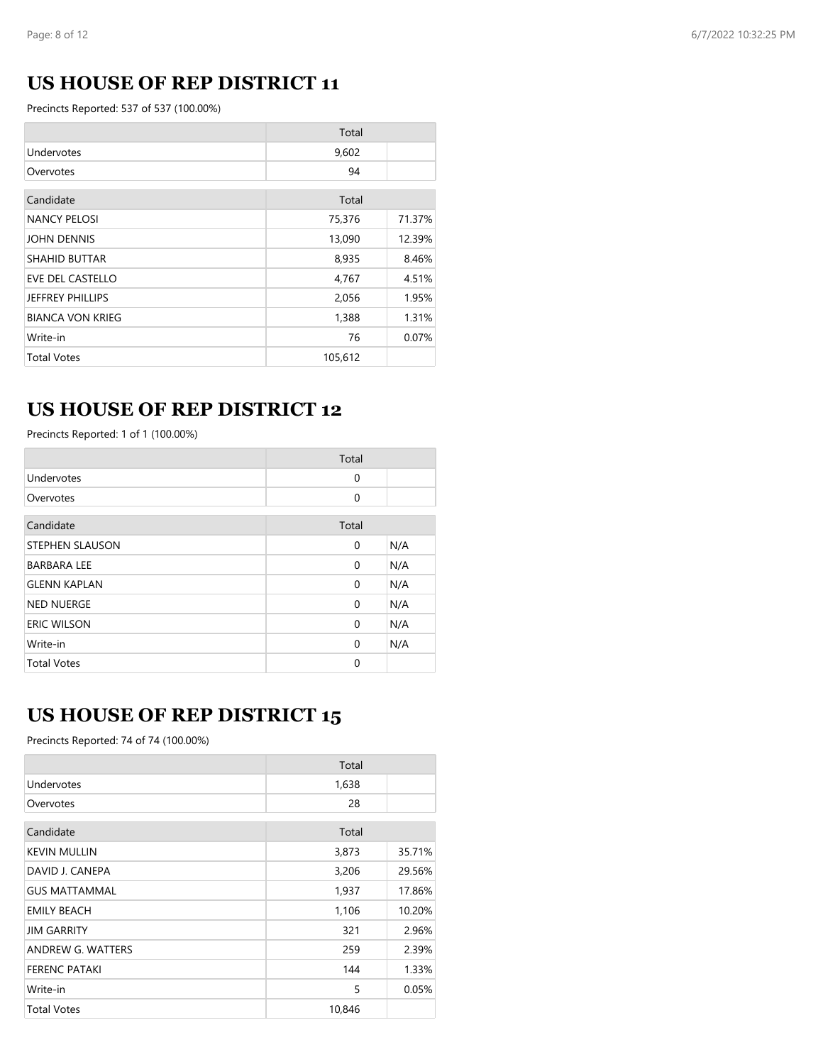## US HOUSE OF REP DISTRICT 11

Precincts Reported: 537 of 537 (100.00%)

| | Total | |
|---|---|---|
| Undervotes | 9,602 | |
| Overvotes | 94 | |

| Candidate | Total | |
|---|---|---|
| NANCY PELOSI | 75,376 | 71.37% |
| JOHN DENNIS | 13,090 | 12.39% |
| SHAHID BUTTAR | 8,935 | 8.46% |
| EVE DEL CASTELLO | 4,767 | 4.51% |
| JEFFREY PHILLIPS | 2,056 | 1.95% |
| BIANCA VON KRIEG | 1,388 | 1.31% |
| Write-in | 76 | 0.07% |
| Total Votes | 105,612 | |

## US HOUSE OF REP DISTRICT 12

Precincts Reported: 1 of 1 (100.00%)

| | Total | |
|---|---|---|
| Undervotes | 0 | |
| Overvotes | 0 | |

| Candidate | Total | |
|---|---|---|
| STEPHEN SLAUSON | 0 | N/A |
| BARBARA LEE | 0 | N/A |
| GLENN KAPLAN | 0 | N/A |
| NED NUERGE | 0 | N/A |
| ERIC WILSON | 0 | N/A |
| Write-in | 0 | N/A |
| Total Votes | 0 | |

## US HOUSE OF REP DISTRICT 15

Precincts Reported: 74 of 74 (100.00%)

| | Total | |
|---|---|---|
| Undervotes | 1,638 | |
| Overvotes | 28 | |

| Candidate | Total | |
|---|---|---|
| KEVIN MULLIN | 3,873 | 35.71% |
| DAVID J. CANEPA | 3,206 | 29.56% |
| GUS MATTAMMAL | 1,937 | 17.86% |
| EMILY BEACH | 1,106 | 10.20% |
| JIM GARRITY | 321 | 2.96% |
| ANDREW G. WATTERS | 259 | 2.39% |
| FERENC PATAKI | 144 | 1.33% |
| Write-in | 5 | 0.05% |
| Total Votes | 10,846 | |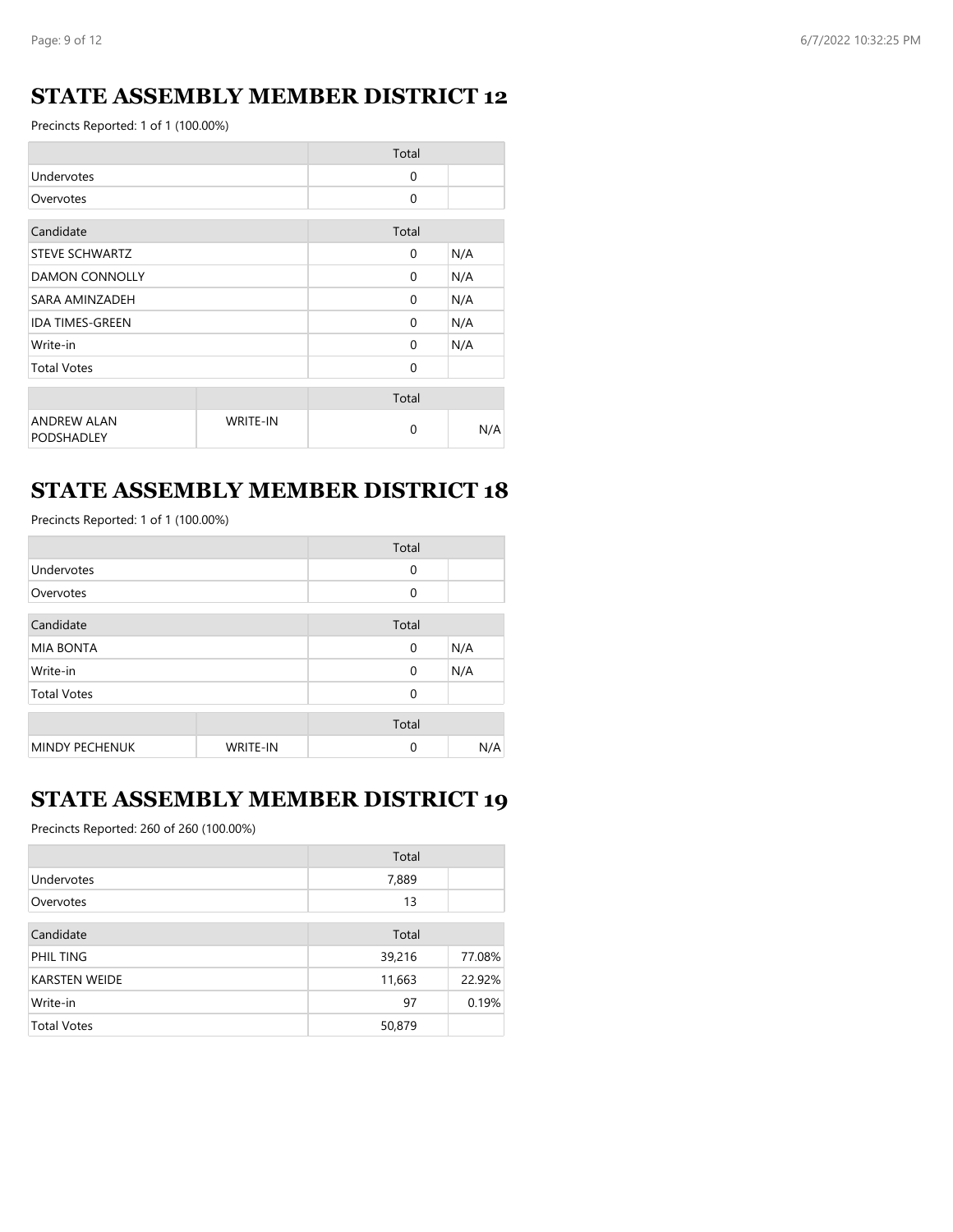## STATE ASSEMBLY MEMBER DISTRICT 12

Precincts Reported: 1 of 1 (100.00%)

| | Total | |
|---|---|---|
| Undervotes | 0 | |
| Overvotes | 0 | |

| Candidate | Total | |
|---|---|---|
| STEVE SCHWARTZ | 0 | N/A |
| DAMON CONNOLLY | 0 | N/A |
| SARA AMINZADEH | 0 | N/A |
| IDA TIMES-GREEN | 0 | N/A |
| Write-in | 0 | N/A |
| Total Votes | 0 | |

| | | Total | |
|---|---|---|---|
| ANDREW ALAN PODSHADLEY | WRITE-IN | 0 | N/A |

## STATE ASSEMBLY MEMBER DISTRICT 18

Precincts Reported: 1 of 1 (100.00%)

| | Total | |
|---|---|---|
| Undervotes | 0 | |
| Overvotes | 0 | |

| Candidate | Total | |
|---|---|---|
| MIA BONTA | 0 | N/A |
| Write-in | 0 | N/A |
| Total Votes | 0 | |

| | | Total | |
|---|---|---|---|
| MINDY PECHENUK | WRITE-IN | 0 | N/A |

## STATE ASSEMBLY MEMBER DISTRICT 19

Precincts Reported: 260 of 260 (100.00%)

| | Total | |
|---|---|---|
| Undervotes | 7,889 | |
| Overvotes | 13 | |

| Candidate | Total | |
|---|---|---|
| PHIL TING | 39,216 | 77.08% |
| KARSTEN WEIDE | 11,663 | 22.92% |
| Write-in | 97 | 0.19% |
| Total Votes | 50,879 | |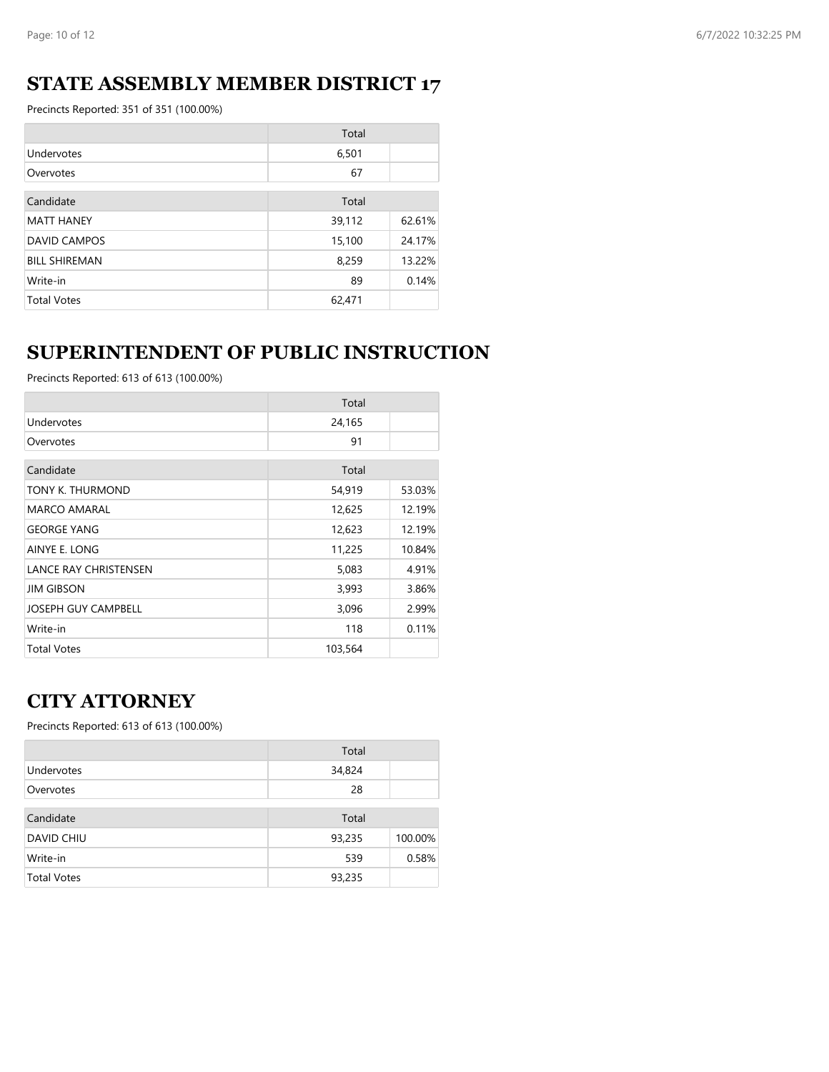## STATE ASSEMBLY MEMBER DISTRICT 17

Precincts Reported: 351 of 351 (100.00%)

| | Total | |
|---|---|---|
| Undervotes | 6,501 | |
| Overvotes | 67 | |

| Candidate | Total | |
|---|---|---|
| MATT HANEY | 39,112 | 62.61% |
| DAVID CAMPOS | 15,100 | 24.17% |
| BILL SHIREMAN | 8,259 | 13.22% |
| Write-in | 89 | 0.14% |
| Total Votes | 62,471 | |

## SUPERINTENDENT OF PUBLIC INSTRUCTION

Precincts Reported: 613 of 613 (100.00%)

| | Total | |
|---|---|---|
| Undervotes | 24,165 | |
| Overvotes | 91 | |

| Candidate | Total | |
|---|---|---|
| TONY K. THURMOND | 54,919 | 53.03% |
| MARCO AMARAL | 12,625 | 12.19% |
| GEORGE YANG | 12,623 | 12.19% |
| AINYE E. LONG | 11,225 | 10.84% |
| LANCE RAY CHRISTENSEN | 5,083 | 4.91% |
| JIM GIBSON | 3,993 | 3.86% |
| JOSEPH GUY CAMPBELL | 3,096 | 2.99% |
| Write-in | 118 | 0.11% |
| Total Votes | 103,564 | |

## CITY ATTORNEY

Precincts Reported: 613 of 613 (100.00%)

| | Total | |
|---|---|---|
| Undervotes | 34,824 | |
| Overvotes | 28 | |

| Candidate | Total | |
|---|---|---|
| DAVID CHIU | 93,235 | 100.00% |
| Write-in | 539 | 0.58% |
| Total Votes | 93,235 | |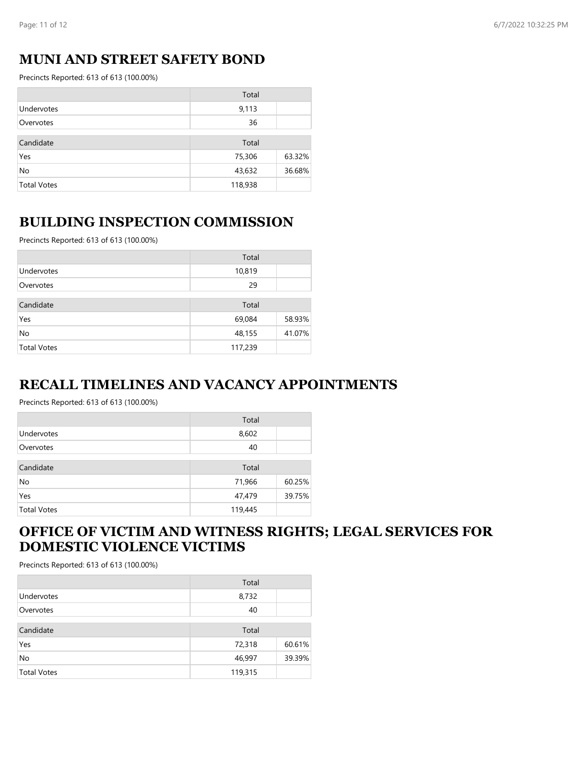## MUNI AND STREET SAFETY BOND

Precincts Reported: 613 of 613 (100.00%)

| | Total | |
|---|---|---|
| Undervotes | 9,113 | |
| Overvotes | 36 | |

| Candidate | Total | |
|---|---|---|
| Yes | 75,306 | 63.32% |
| No | 43,632 | 36.68% |
| Total Votes | 118,938 | |

## BUILDING INSPECTION COMMISSION

Precincts Reported: 613 of 613 (100.00%)

| | Total | |
|---|---|---|
| Undervotes | 10,819 | |
| Overvotes | 29 | |

| Candidate | Total | |
|---|---|---|
| Yes | 69,084 | 58.93% |
| No | 48,155 | 41.07% |
| Total Votes | 117,239 | |

## RECALL TIMELINES AND VACANCY APPOINTMENTS

Precincts Reported: 613 of 613 (100.00%)

| | Total | |
|---|---|---|
| Undervotes | 8,602 | |
| Overvotes | 40 | |

| Candidate | Total | |
|---|---|---|
| No | 71,966 | 60.25% |
| Yes | 47,479 | 39.75% |
| Total Votes | 119,445 | |

## OFFICE OF VICTIM AND WITNESS RIGHTS; LEGAL SERVICES FOR DOMESTIC VIOLENCE VICTIMS

Precincts Reported: 613 of 613 (100.00%)

| | Total | |
|---|---|---|
| Undervotes | 8,732 | |
| Overvotes | 40 | |

| Candidate | Total | |
|---|---|---|
| Yes | 72,318 | 60.61% |
| No | 46,997 | 39.39% |
| Total Votes | 119,315 | |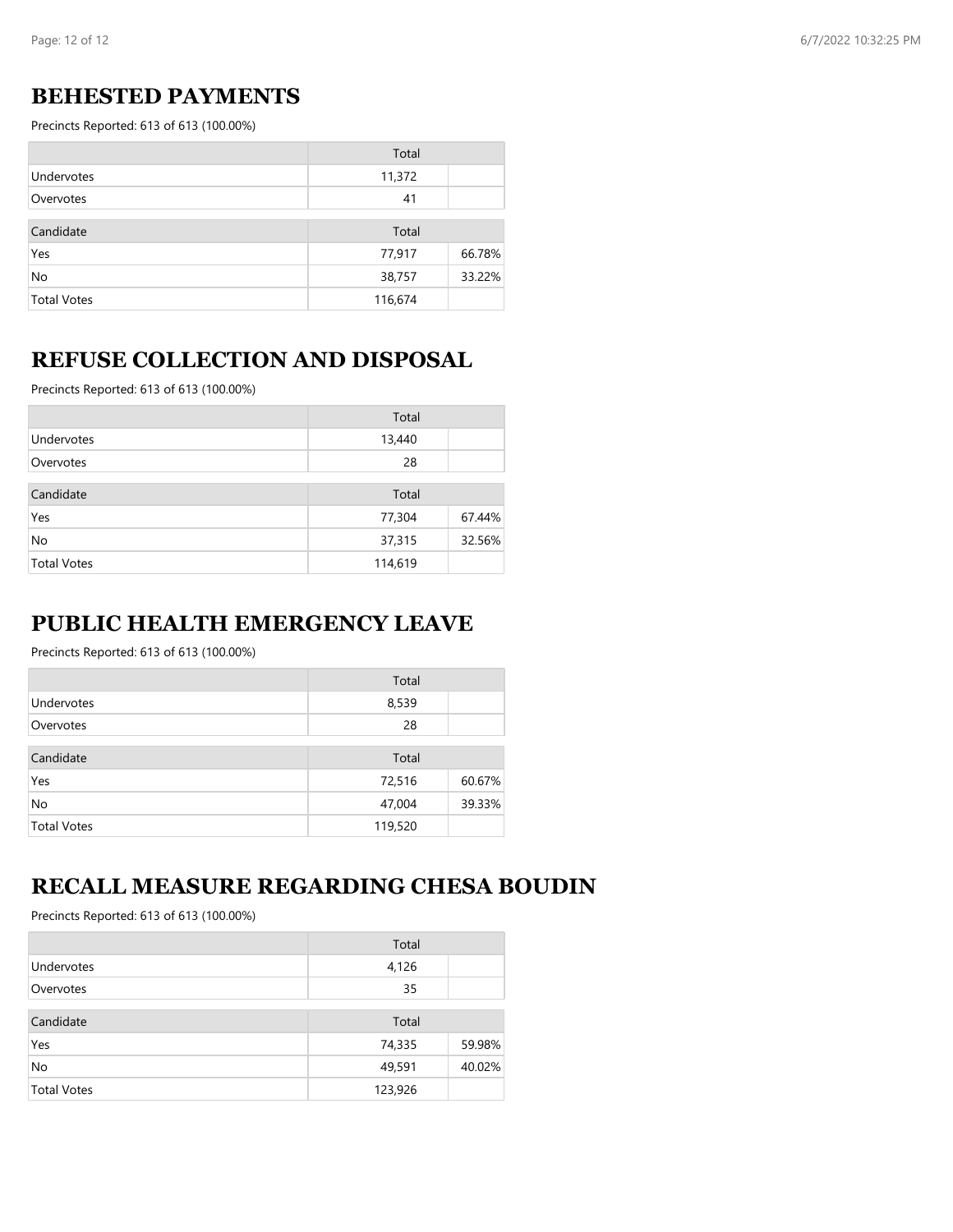## BEHESTED PAYMENTS

Precincts Reported: 613 of 613 (100.00%)

| | Total | |
|---|---|---|
| Undervotes | 11,372 | |
| Overvotes | 41 | |

| Candidate | Total | |
|---|---|---|
| Yes | 77,917 | 66.78% |
| No | 38,757 | 33.22% |
| Total Votes | 116,674 | |

## REFUSE COLLECTION AND DISPOSAL

Precincts Reported: 613 of 613 (100.00%)

| | Total | |
|---|---|---|
| Undervotes | 13,440 | |
| Overvotes | 28 | |

| Candidate | Total | |
|---|---|---|
| Yes | 77,304 | 67.44% |
| No | 37,315 | 32.56% |
| Total Votes | 114,619 | |

## PUBLIC HEALTH EMERGENCY LEAVE

Precincts Reported: 613 of 613 (100.00%)

| | Total | |
|---|---|---|
| Undervotes | 8,539 | |
| Overvotes | 28 | |

| Candidate | Total | |
|---|---|---|
| Yes | 72,516 | 60.67% |
| No | 47,004 | 39.33% |
| Total Votes | 119,520 | |

## RECALL MEASURE REGARDING CHESA BOUDIN

Precincts Reported: 613 of 613 (100.00%)

| | Total | |
|---|---|---|
| Undervotes | 4,126 | |
| Overvotes | 35 | |

| Candidate | Total | |
|---|---|---|
| Yes | 74,335 | 59.98% |
| No | 49,591 | 40.02% |
| Total Votes | 123,926 | |